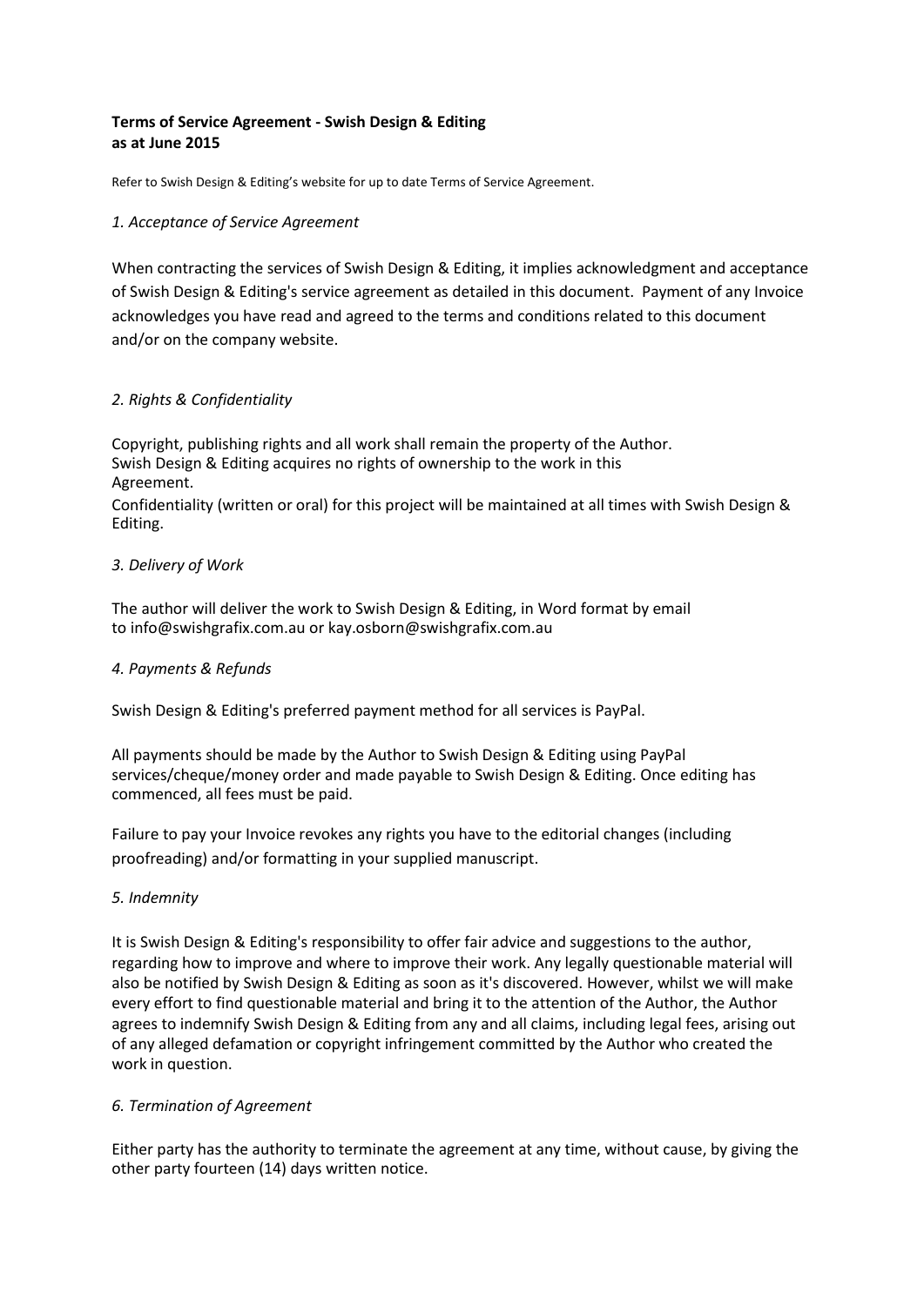**Terms of Service Agreement - Swish Design & Editing**
**as at June 2015**

Refer to Swish Design & Editing's website for up to date Terms of Service Agreement.

*1. Acceptance of Service Agreement*

When contracting the services of Swish Design & Editing, it implies acknowledgment and acceptance of Swish Design & Editing's service agreement as detailed in this document. Payment of any Invoice acknowledges you have read and agreed to the terms and conditions related to this document and/or on the company website.

*2. Rights & Confidentiality*

Copyright, publishing rights and all work shall remain the property of the Author.
Swish Design & Editing acquires no rights of ownership to the work in this Agreement.
Confidentiality (written or oral) for this project will be maintained at all times with Swish Design & Editing.

*3. Delivery of Work*

The author will deliver the work to Swish Design & Editing, in Word format by email to info@swishgrafix.com.au or kay.osborn@swishgrafix.com.au

*4. Payments & Refunds*

Swish Design & Editing's preferred payment method for all services is PayPal.

All payments should be made by the Author to Swish Design & Editing using PayPal services/cheque/money order and made payable to Swish Design & Editing. Once editing has commenced, all fees must be paid.

Failure to pay your Invoice revokes any rights you have to the editorial changes (including proofreading) and/or formatting in your supplied manuscript.

*5. Indemnity*

It is Swish Design & Editing's responsibility to offer fair advice and suggestions to the author, regarding how to improve and where to improve their work. Any legally questionable material will also be notified by Swish Design & Editing as soon as it's discovered. However, whilst we will make every effort to find questionable material and bring it to the attention of the Author, the Author agrees to indemnify Swish Design & Editing from any and all claims, including legal fees, arising out of any alleged defamation or copyright infringement committed by the Author who created the work in question.

*6. Termination of Agreement*

Either party has the authority to terminate the agreement at any time, without cause, by giving the other party fourteen (14) days written notice.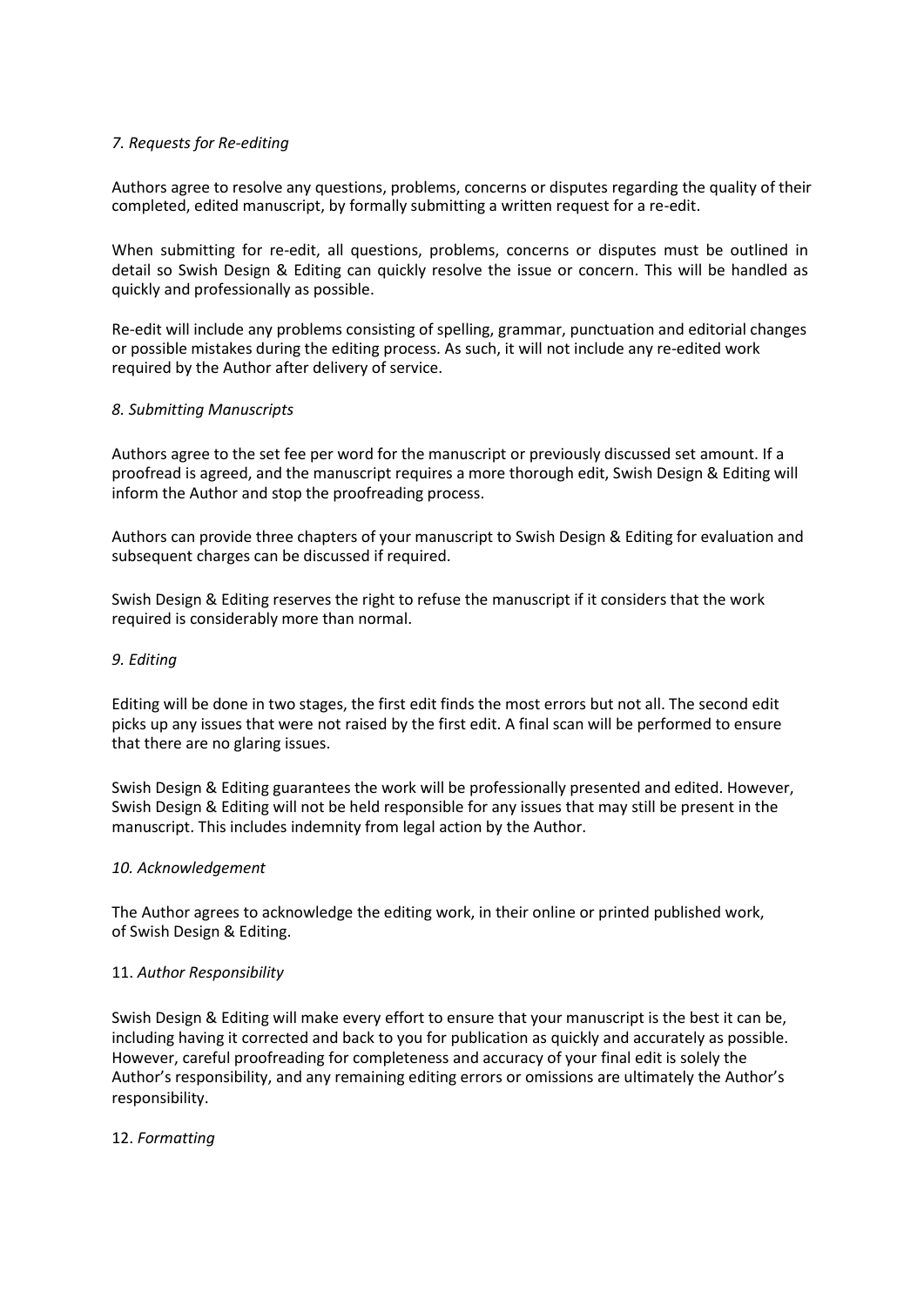*7. Requests for Re-editing*

Authors agree to resolve any questions, problems, concerns or disputes regarding the quality of their completed, edited manuscript, by formally submitting a written request for a re-edit.

When submitting for re-edit, all questions, problems, concerns or disputes must be outlined in detail so Swish Design & Editing can quickly resolve the issue or concern. This will be handled as quickly and professionally as possible.

Re-edit will include any problems consisting of spelling, grammar, punctuation and editorial changes or possible mistakes during the editing process. As such, it will not include any re-edited work required by the Author after delivery of service.

*8. Submitting Manuscripts*

Authors agree to the set fee per word for the manuscript or previously discussed set amount. If a proofread is agreed, and the manuscript requires a more thorough edit, Swish Design & Editing will inform the Author and stop the proofreading process.

Authors can provide three chapters of your manuscript to Swish Design & Editing for evaluation and subsequent charges can be discussed if required.

Swish Design & Editing reserves the right to refuse the manuscript if it considers that the work required is considerably more than normal.

*9. Editing*

Editing will be done in two stages, the first edit finds the most errors but not all. The second edit picks up any issues that were not raised by the first edit. A final scan will be performed to ensure that there are no glaring issues.

Swish Design & Editing guarantees the work will be professionally presented and edited. However, Swish Design & Editing will not be held responsible for any issues that may still be present in the manuscript. This includes indemnity from legal action by the Author.

*10. Acknowledgement*

The Author agrees to acknowledge the editing work, in their online or printed published work, of Swish Design & Editing.

11. *Author Responsibility*

Swish Design & Editing will make every effort to ensure that your manuscript is the best it can be, including having it corrected and back to you for publication as quickly and accurately as possible. However, careful proofreading for completeness and accuracy of your final edit is solely the Author's responsibility, and any remaining editing errors or omissions are ultimately the Author's responsibility.

12. *Formatting*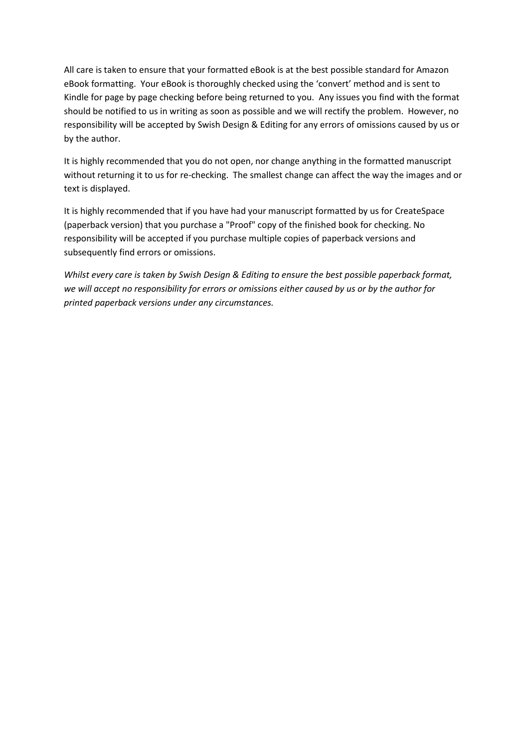All care is taken to ensure that your formatted eBook is at the best possible standard for Amazon eBook formatting. Your eBook is thoroughly checked using the 'convert' method and is sent to Kindle for page by page checking before being returned to you. Any issues you find with the format should be notified to us in writing as soon as possible and we will rectify the problem. However, no responsibility will be accepted by Swish Design & Editing for any errors of omissions caused by us or by the author.

It is highly recommended that you do not open, nor change anything in the formatted manuscript without returning it to us for re-checking. The smallest change can affect the way the images and or text is displayed.

It is highly recommended that if you have had your manuscript formatted by us for CreateSpace (paperback version) that you purchase a "Proof" copy of the finished book for checking. No responsibility will be accepted if you purchase multiple copies of paperback versions and subsequently find errors or omissions.

*Whilst every care is taken by Swish Design & Editing to ensure the best possible paperback format, we will accept no responsibility for errors or omissions either caused by us or by the author for printed paperback versions under any circumstances.*